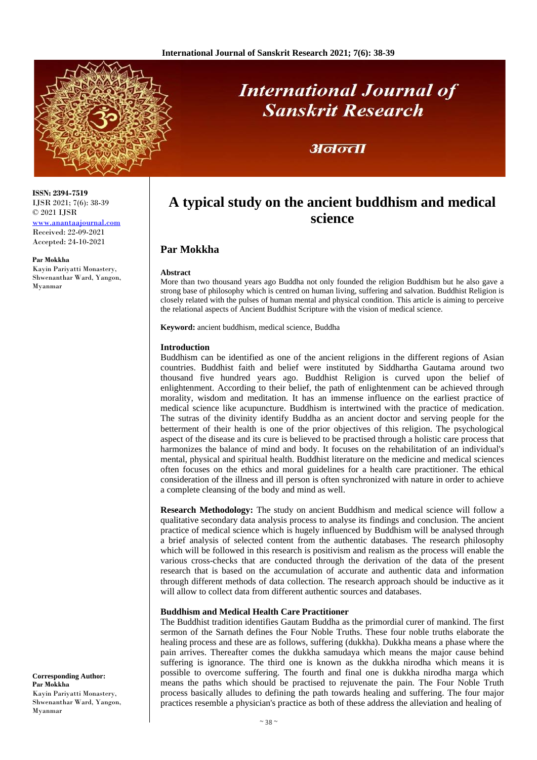ISSN: 2394-7519
IJSR 2021; 7(6): 38-39
© 2021 IJSR
www.anantaajournal.com
Received: 22-09-2021
Accepted: 24-10-2021

**Par Mokkha**
Kayin Pariyatti Monastery, Shwenanthar Ward, Yangon, Myanmar

**Corresponding Author:**
**Par Mokkha**
Kayin Pariyatti Monastery, Shwenanthar Ward, Yangon, Myanmar

# A typical study on the ancient buddhism and medical science

## Par Mokkha

**Abstract**

More than two thousand years ago Buddha not only founded the religion Buddhism but he also gave a strong base of philosophy which is centred on human living, suffering and salvation. Buddhist Religion is closely related with the pulses of human mental and physical condition. This article is aiming to perceive the relational aspects of Ancient Buddhist Scripture with the vision of medical science.

**Keyword:** ancient buddhism, medical science, Buddha

### Introduction

Buddhism can be identified as one of the ancient religions in the different regions of Asian countries. Buddhist faith and belief were instituted by Siddhartha Gautama around two thousand five hundred years ago. Buddhist Religion is curved upon the belief of enlightenment. According to their belief, the path of enlightenment can be achieved through morality, wisdom and meditation. It has an immense influence on the earliest practice of medical science like acupuncture. Buddhism is intertwined with the practice of medication. The sutras of the divinity identify Buddha as an ancient doctor and serving people for the betterment of their health is one of the prior objectives of this religion. The psychological aspect of the disease and its cure is believed to be practised through a holistic care process that harmonizes the balance of mind and body. It focuses on the rehabilitation of an individual's mental, physical and spiritual health. Buddhist literature on the medicine and medical sciences often focuses on the ethics and moral guidelines for a health care practitioner. The ethical consideration of the illness and ill person is often synchronized with nature in order to achieve a complete cleansing of the body and mind as well.

**Research Methodology:** The study on ancient Buddhism and medical science will follow a qualitative secondary data analysis process to analyse its findings and conclusion. The ancient practice of medical science which is hugely influenced by Buddhism will be analysed through a brief analysis of selected content from the authentic databases. The research philosophy which will be followed in this research is positivism and realism as the process will enable the various cross-checks that are conducted through the derivation of the data of the present research that is based on the accumulation of accurate and authentic data and information through different methods of data collection. The research approach should be inductive as it will allow to collect data from different authentic sources and databases.

### Buddhism and Medical Health Care Practitioner

The Buddhist tradition identifies Gautam Buddha as the primordial curer of mankind. The first sermon of the Sarnath defines the Four Noble Truths. These four noble truths elaborate the healing process and these are as follows, suffering (dukkha). Dukkha means a phase where the pain arrives. Thereafter comes the dukkha samudaya which means the major cause behind suffering is ignorance. The third one is known as the dukkha nirodha which means it is possible to overcome suffering. The fourth and final one is dukkha nirodha marga which means the paths which should be practised to rejuvenate the pain. The Four Noble Truth process basically alludes to defining the path towards healing and suffering. The four major practices resemble a physician's practice as both of these address the alleviation and healing of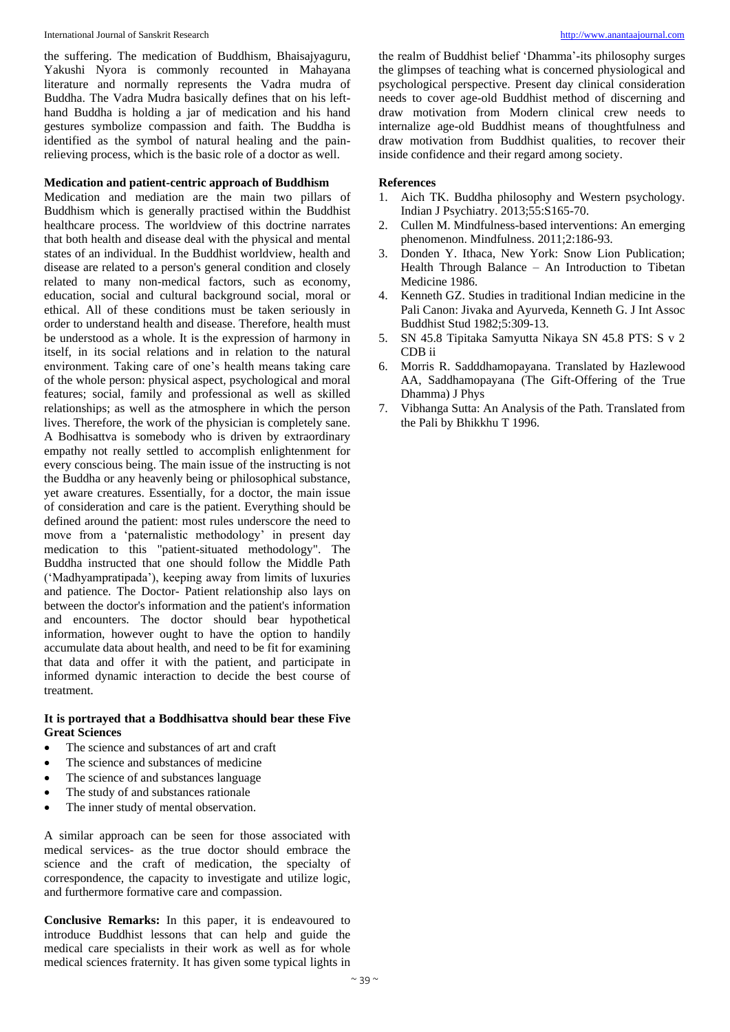the suffering. The medication of Buddhism, Bhaisajyaguru, Yakushi Nyora is commonly recounted in Mahayana literature and normally represents the Vadra mudra of Buddha. The Vadra Mudra basically defines that on his left-hand Buddha is holding a jar of medication and his hand gestures symbolize compassion and faith. The Buddha is identified as the symbol of natural healing and the pain-relieving process, which is the basic role of a doctor as well.

**Medication and patient-centric approach of Buddhism**

Medication and mediation are the main two pillars of Buddhism which is generally practised within the Buddhist healthcare process. The worldview of this doctrine narrates that both health and disease deal with the physical and mental states of an individual. In the Buddhist worldview, health and disease are related to a person's general condition and closely related to many non-medical factors, such as economy, education, social and cultural background social, moral or ethical. All of these conditions must be taken seriously in order to understand health and disease. Therefore, health must be understood as a whole. It is the expression of harmony in itself, in its social relations and in relation to the natural environment. Taking care of one's health means taking care of the whole person: physical aspect, psychological and moral features; social, family and professional as well as skilled relationships; as well as the atmosphere in which the person lives. Therefore, the work of the physician is completely sane. A Bodhisattva is somebody who is driven by extraordinary empathy not really settled to accomplish enlightenment for every conscious being. The main issue of the instructing is not the Buddha or any heavenly being or philosophical substance, yet aware creatures. Essentially, for a doctor, the main issue of consideration and care is the patient. Everything should be defined around the patient: most rules underscore the need to move from a 'paternalistic methodology' in present day medication to this "patient-situated methodology". The Buddha instructed that one should follow the Middle Path ('Madhyampratipada'), keeping away from limits of luxuries and patience. The Doctor- Patient relationship also lays on between the doctor's information and the patient's information and encounters. The doctor should bear hypothetical information, however ought to have the option to handily accumulate data about health, and need to be fit for examining that data and offer it with the patient, and participate in informed dynamic interaction to decide the best course of treatment.

**It is portrayed that a Boddhisattva should bear these Five Great Sciences**

- The science and substances of art and craft
- The science and substances of medicine
- The science of and substances language
- The study of and substances rationale
- The inner study of mental observation.

A similar approach can be seen for those associated with medical services- as the true doctor should embrace the science and the craft of medication, the specialty of correspondence, the capacity to investigate and utilize logic, and furthermore formative care and compassion.

**Conclusive Remarks:** In this paper, it is endeavoured to introduce Buddhist lessons that can help and guide the medical care specialists in their work as well as for whole medical sciences fraternity. It has given some typical lights in the realm of Buddhist belief 'Dhamma'-its philosophy surges the glimpses of teaching what is concerned physiological and psychological perspective. Present day clinical consideration needs to cover age-old Buddhist method of discerning and draw motivation from Modern clinical crew needs to internalize age-old Buddhist means of thoughtfulness and draw motivation from Buddhist qualities, to recover their inside confidence and their regard among society.

**References**

1. Aich TK. Buddha philosophy and Western psychology. Indian J Psychiatry. 2013;55:S165-70.
2. Cullen M. Mindfulness-based interventions: An emerging phenomenon. Mindfulness. 2011;2:186-93.
3. Donden Y. Ithaca, New York: Snow Lion Publication; Health Through Balance – An Introduction to Tibetan Medicine 1986.
4. Kenneth GZ. Studies in traditional Indian medicine in the Pali Canon: Jivaka and Ayurveda, Kenneth G. J Int Assoc Buddhist Stud 1982;5:309-13.
5. SN 45.8 Tipitaka Samyutta Nikaya SN 45.8 PTS: S v 2 CDB ii
6. Morris R. Sadddhamopayana. Translated by Hazlewood AA, Saddhamopayana (The Gift-Offering of the True Dhamma) J Phys
7. Vibhanga Sutta: An Analysis of the Path. Translated from the Pali by Bhikkhu T 1996.